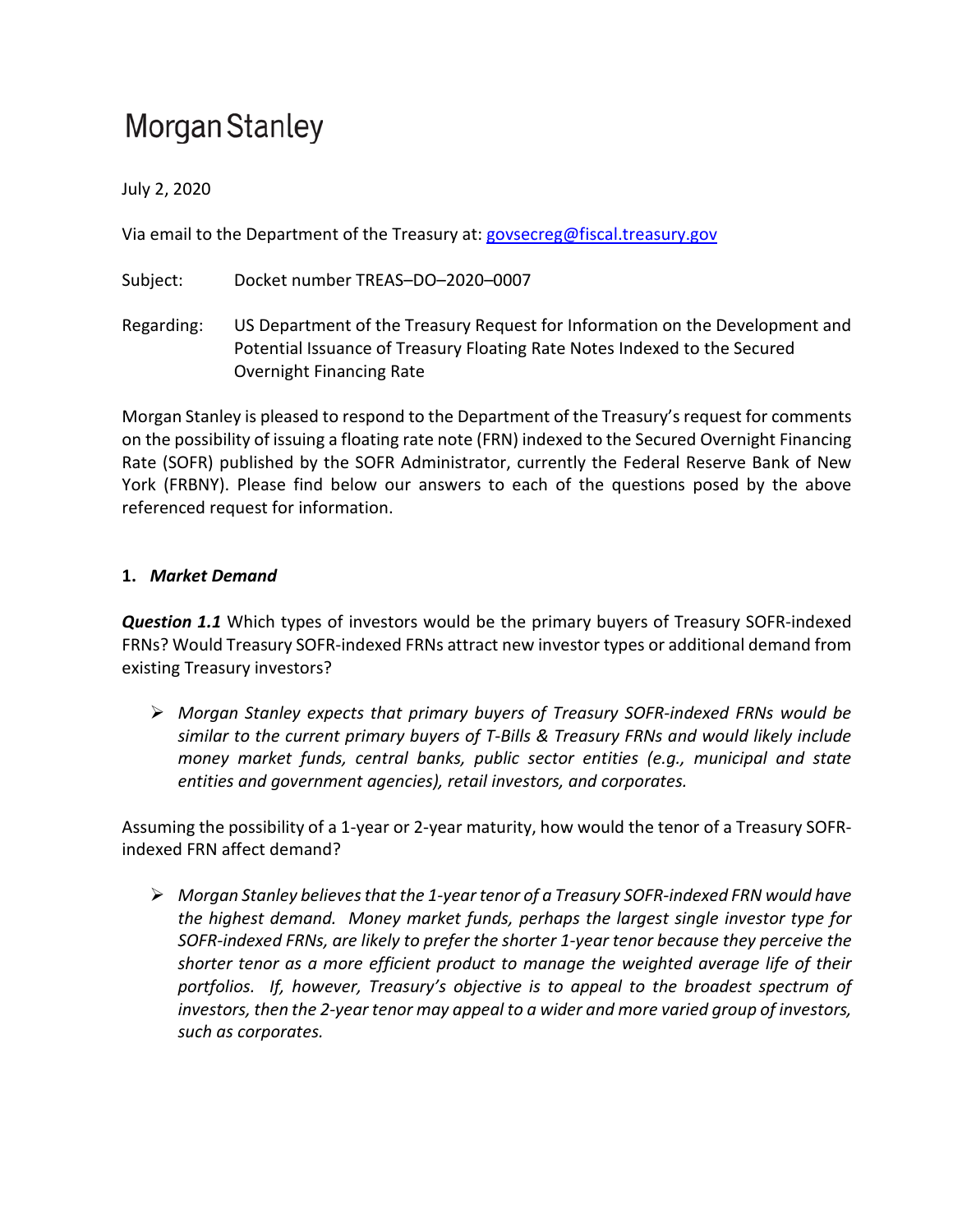# Morgan Stanley

July 2, 2020

Via email to the Department of the Treasury at: [govsecreg@fiscal.treasury.gov](mailto:govsecreg@fiscal.treasury.gov)

Subject: Docket number TREAS–DO–2020–0007

Regarding: US Department of the Treasury Request for Information on the Development and Potential Issuance of Treasury Floating Rate Notes Indexed to the Secured Overnight Financing Rate

Morgan Stanley is pleased to respond to the Department of the Treasury's request for comments on the possibility of issuing a floating rate note (FRN) indexed to the Secured Overnight Financing Rate (SOFR) published by the SOFR Administrator, currently the Federal Reserve Bank of New York (FRBNY). Please find below our answers to each of the questions posed by the above referenced request for information.

## 1. *Market Demand*

***Question 1.1*** Which types of investors would be the primary buyers of Treasury SOFR-indexed FRNs? Would Treasury SOFR-indexed FRNs attract new investor types or additional demand from existing Treasury investors?

- *Morgan Stanley expects that primary buyers of Treasury SOFR-indexed FRNs would be similar to the current primary buyers of T-Bills & Treasury FRNs and would likely include money market funds, central banks, public sector entities (e.g., municipal and state entities and government agencies), retail investors, and corporates.*

Assuming the possibility of a 1-year or 2-year maturity, how would the tenor of a Treasury SOFR-indexed FRN affect demand?

- *Morgan Stanley believes that the 1-year tenor of a Treasury SOFR-indexed FRN would have the highest demand. Money market funds, perhaps the largest single investor type for SOFR-indexed FRNs, are likely to prefer the shorter 1-year tenor because they perceive the shorter tenor as a more efficient product to manage the weighted average life of their portfolios. If, however, Treasury's objective is to appeal to the broadest spectrum of investors, then the 2-year tenor may appeal to a wider and more varied group of investors, such as corporates.*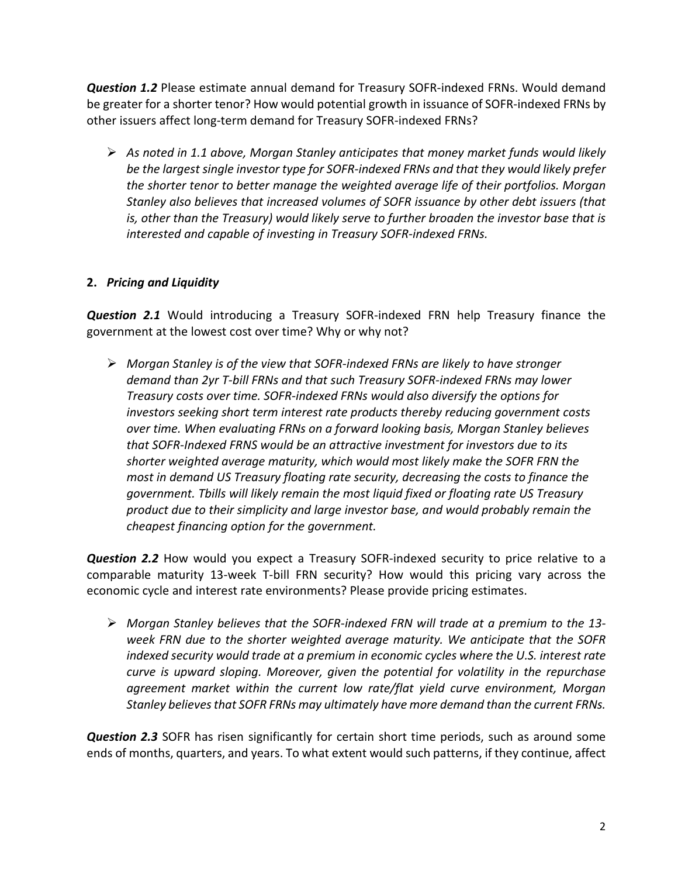***Question 1.2*** Please estimate annual demand for Treasury SOFR-indexed FRNs. Would demand be greater for a shorter tenor? How would potential growth in issuance of SOFR-indexed FRNs by other issuers affect long-term demand for Treasury SOFR-indexed FRNs?

- *As noted in 1.1 above, Morgan Stanley anticipates that money market funds would likely be the largest single investor type for SOFR-indexed FRNs and that they would likely prefer the shorter tenor to better manage the weighted average life of their portfolios. Morgan Stanley also believes that increased volumes of SOFR issuance by other debt issuers (that is, other than the Treasury) would likely serve to further broaden the investor base that is interested and capable of investing in Treasury SOFR-indexed FRNs.*

## 2. *Pricing and Liquidity*

***Question 2.1*** Would introducing a Treasury SOFR-indexed FRN help Treasury finance the government at the lowest cost over time? Why or why not?

- *Morgan Stanley is of the view that SOFR-indexed FRNs are likely to have stronger demand than 2yr T-bill FRNs and that such Treasury SOFR-indexed FRNs may lower Treasury costs over time. SOFR-indexed FRNs would also diversify the options for investors seeking short term interest rate products thereby reducing government costs over time. When evaluating FRNs on a forward looking basis, Morgan Stanley believes that SOFR-Indexed FRNS would be an attractive investment for investors due to its shorter weighted average maturity, which would most likely make the SOFR FRN the most in demand US Treasury floating rate security, decreasing the costs to finance the government. Tbills will likely remain the most liquid fixed or floating rate US Treasury product due to their simplicity and large investor base, and would probably remain the cheapest financing option for the government.*

***Question 2.2*** How would you expect a Treasury SOFR-indexed security to price relative to a comparable maturity 13-week T-bill FRN security? How would this pricing vary across the economic cycle and interest rate environments? Please provide pricing estimates.

- *Morgan Stanley believes that the SOFR-indexed FRN will trade at a premium to the 13-week FRN due to the shorter weighted average maturity. We anticipate that the SOFR indexed security would trade at a premium in economic cycles where the U.S. interest rate curve is upward sloping. Moreover, given the potential for volatility in the repurchase agreement market within the current low rate/flat yield curve environment, Morgan Stanley believes that SOFR FRNs may ultimately have more demand than the current FRNs.*

***Question 2.3*** SOFR has risen significantly for certain short time periods, such as around some ends of months, quarters, and years. To what extent would such patterns, if they continue, affect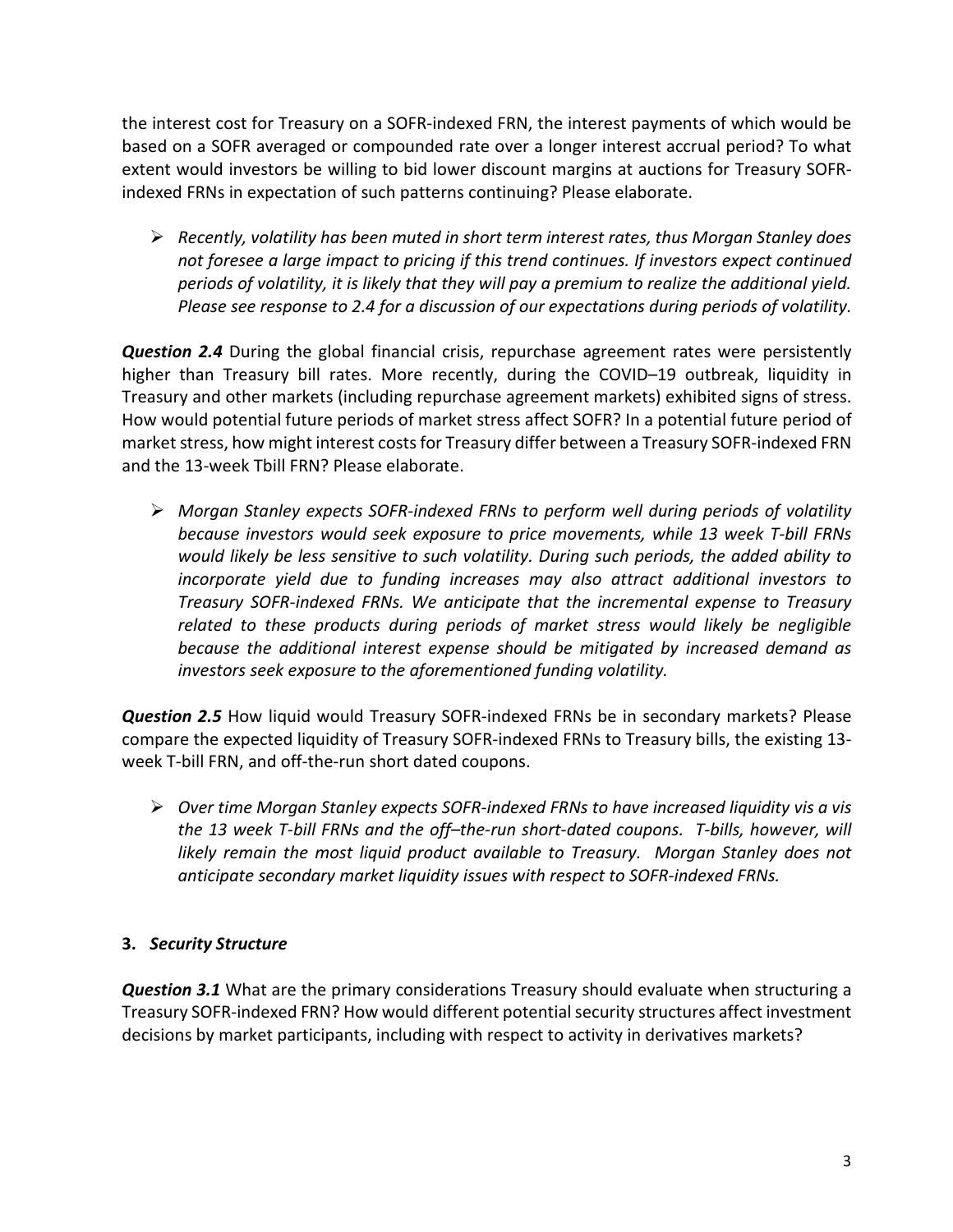the interest cost for Treasury on a SOFR-indexed FRN, the interest payments of which would be based on a SOFR averaged or compounded rate over a longer interest accrual period? To what extent would investors be willing to bid lower discount margins at auctions for Treasury SOFR-indexed FRNs in expectation of such patterns continuing? Please elaborate.

- *Recently, volatility has been muted in short term interest rates, thus Morgan Stanley does not foresee a large impact to pricing if this trend continues. If investors expect continued periods of volatility, it is likely that they will pay a premium to realize the additional yield. Please see response to 2.4 for a discussion of our expectations during periods of volatility.*

***Question 2.4*** During the global financial crisis, repurchase agreement rates were persistently higher than Treasury bill rates. More recently, during the COVID–19 outbreak, liquidity in Treasury and other markets (including repurchase agreement markets) exhibited signs of stress. How would potential future periods of market stress affect SOFR? In a potential future period of market stress, how might interest costs for Treasury differ between a Treasury SOFR-indexed FRN and the 13-week Tbill FRN? Please elaborate.

- *Morgan Stanley expects SOFR-indexed FRNs to perform well during periods of volatility because investors would seek exposure to price movements, while 13 week T-bill FRNs would likely be less sensitive to such volatility. During such periods, the added ability to incorporate yield due to funding increases may also attract additional investors to Treasury SOFR-indexed FRNs. We anticipate that the incremental expense to Treasury related to these products during periods of market stress would likely be negligible because the additional interest expense should be mitigated by increased demand as investors seek exposure to the aforementioned funding volatility.*

***Question 2.5*** How liquid would Treasury SOFR-indexed FRNs be in secondary markets? Please compare the expected liquidity of Treasury SOFR-indexed FRNs to Treasury bills, the existing 13-week T-bill FRN, and off-the-run short dated coupons.

- *Over time Morgan Stanley expects SOFR-indexed FRNs to have increased liquidity vis a vis the 13 week T-bill FRNs and the off–the-run short-dated coupons. T-bills, however, will likely remain the most liquid product available to Treasury. Morgan Stanley does not anticipate secondary market liquidity issues with respect to SOFR-indexed FRNs.*

## 3. *Security Structure*

***Question 3.1*** What are the primary considerations Treasury should evaluate when structuring a Treasury SOFR-indexed FRN? How would different potential security structures affect investment decisions by market participants, including with respect to activity in derivatives markets?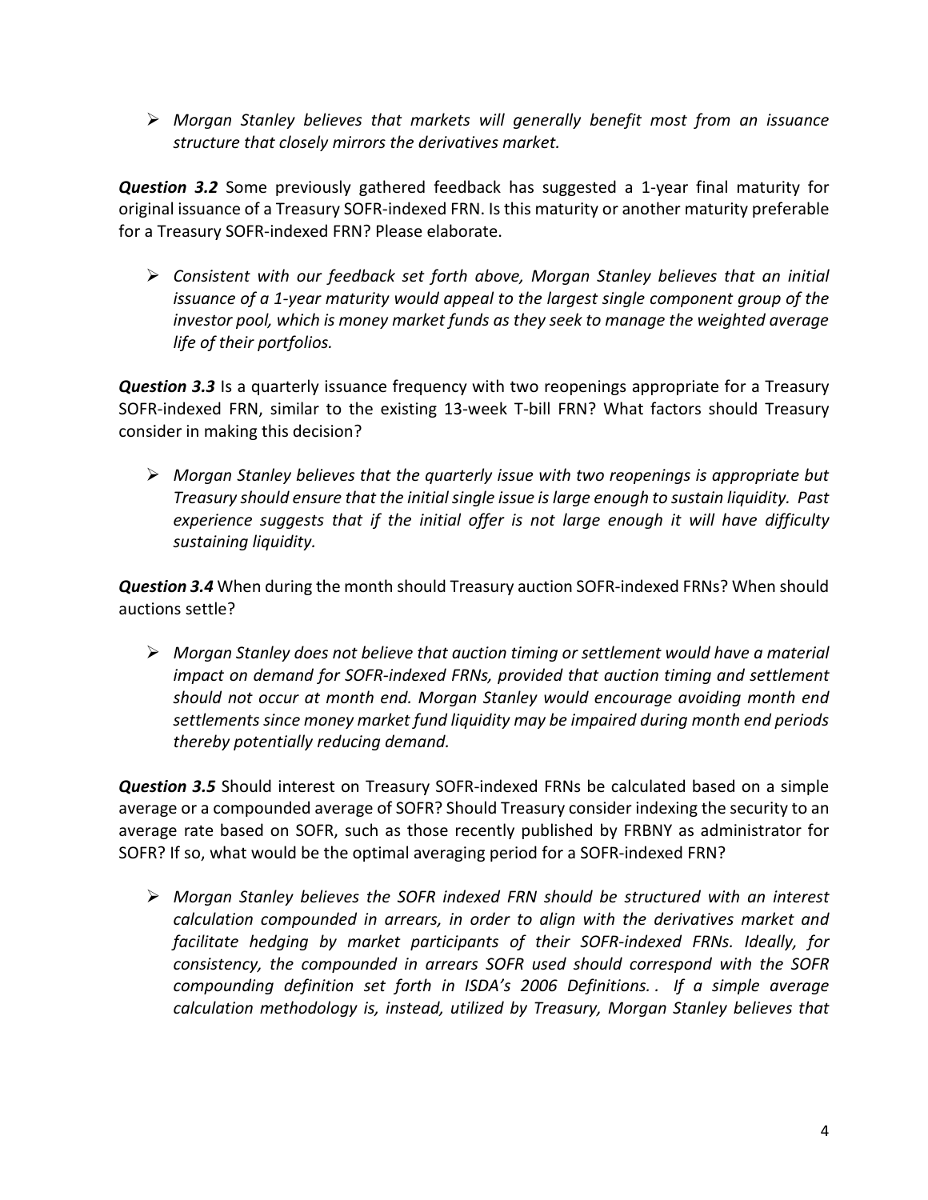- *Morgan Stanley believes that markets will generally benefit most from an issuance structure that closely mirrors the derivatives market.*

***Question 3.2*** Some previously gathered feedback has suggested a 1-year final maturity for original issuance of a Treasury SOFR-indexed FRN. Is this maturity or another maturity preferable for a Treasury SOFR-indexed FRN? Please elaborate.

- *Consistent with our feedback set forth above, Morgan Stanley believes that an initial issuance of a 1-year maturity would appeal to the largest single component group of the investor pool, which is money market funds as they seek to manage the weighted average life of their portfolios.*

***Question 3.3*** Is a quarterly issuance frequency with two reopenings appropriate for a Treasury SOFR-indexed FRN, similar to the existing 13-week T-bill FRN? What factors should Treasury consider in making this decision?

- *Morgan Stanley believes that the quarterly issue with two reopenings is appropriate but Treasury should ensure that the initial single issue is large enough to sustain liquidity. Past experience suggests that if the initial offer is not large enough it will have difficulty sustaining liquidity.*

***Question 3.4*** When during the month should Treasury auction SOFR-indexed FRNs? When should auctions settle?

- *Morgan Stanley does not believe that auction timing or settlement would have a material impact on demand for SOFR-indexed FRNs, provided that auction timing and settlement should not occur at month end. Morgan Stanley would encourage avoiding month end settlements since money market fund liquidity may be impaired during month end periods thereby potentially reducing demand.*

***Question 3.5*** Should interest on Treasury SOFR-indexed FRNs be calculated based on a simple average or a compounded average of SOFR? Should Treasury consider indexing the security to an average rate based on SOFR, such as those recently published by FRBNY as administrator for SOFR? If so, what would be the optimal averaging period for a SOFR-indexed FRN?

- *Morgan Stanley believes the SOFR indexed FRN should be structured with an interest calculation compounded in arrears, in order to align with the derivatives market and facilitate hedging by market participants of their SOFR-indexed FRNs. Ideally, for consistency, the compounded in arrears SOFR used should correspond with the SOFR compounding definition set forth in ISDA's 2006 Definitions. . If a simple average calculation methodology is, instead, utilized by Treasury, Morgan Stanley believes that*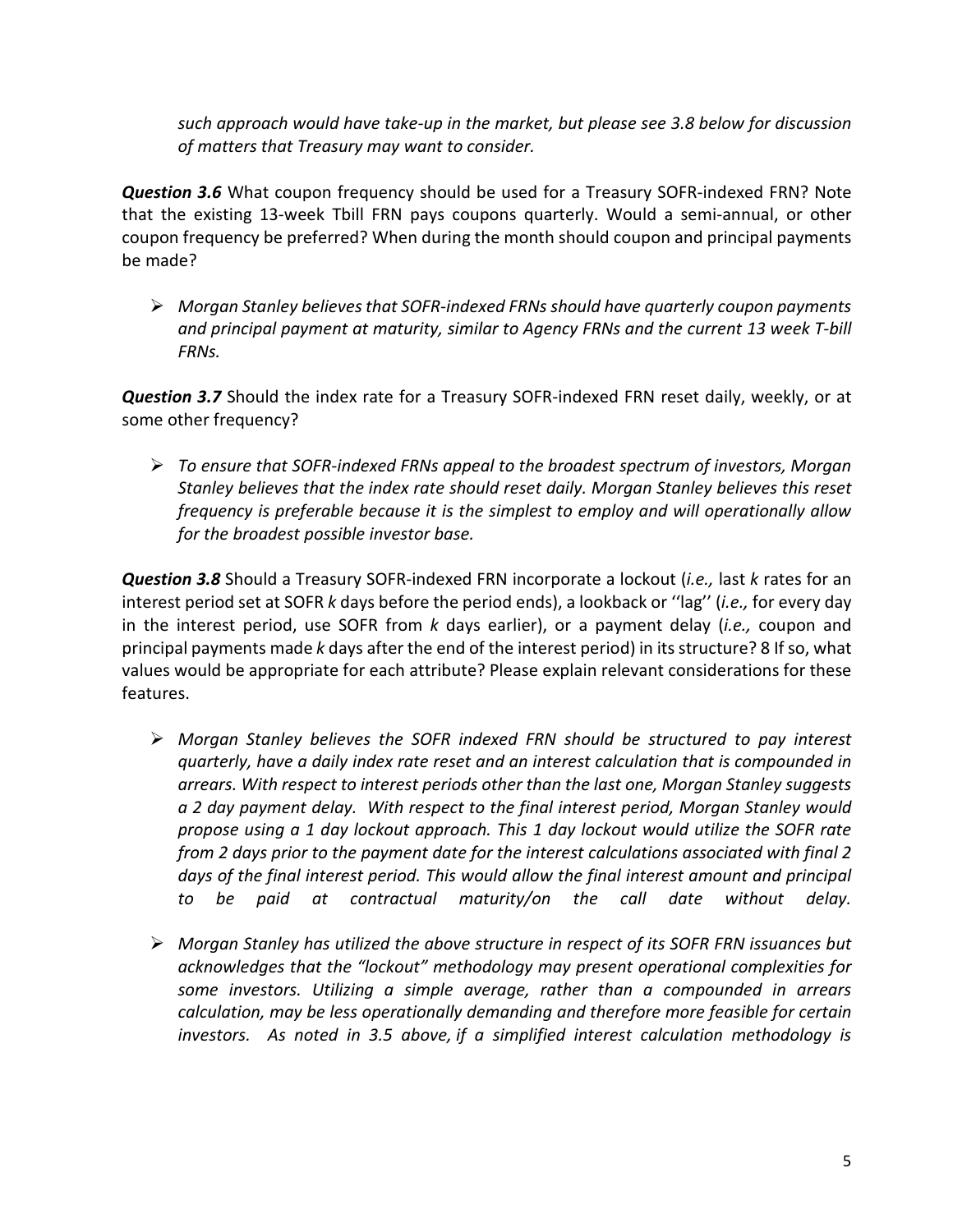*such approach would have take-up in the market, but please see 3.8 below for discussion of matters that Treasury may want to consider.*

***Question 3.6*** What coupon frequency should be used for a Treasury SOFR-indexed FRN? Note that the existing 13-week Tbill FRN pays coupons quarterly. Would a semi-annual, or other coupon frequency be preferred? When during the month should coupon and principal payments be made?

- *Morgan Stanley believes that SOFR-indexed FRNs should have quarterly coupon payments and principal payment at maturity, similar to Agency FRNs and the current 13 week T-bill FRNs.*

***Question 3.7*** Should the index rate for a Treasury SOFR-indexed FRN reset daily, weekly, or at some other frequency?

- *To ensure that SOFR-indexed FRNs appeal to the broadest spectrum of investors, Morgan Stanley believes that the index rate should reset daily. Morgan Stanley believes this reset frequency is preferable because it is the simplest to employ and will operationally allow for the broadest possible investor base.*

***Question 3.8*** Should a Treasury SOFR-indexed FRN incorporate a lockout (*i.e.,* last *k* rates for an interest period set at SOFR *k* days before the period ends), a lookback or ''lag'' (*i.e.,* for every day in the interest period, use SOFR from *k* days earlier), or a payment delay (*i.e.,* coupon and principal payments made *k* days after the end of the interest period) in its structure? 8 If so, what values would be appropriate for each attribute? Please explain relevant considerations for these features.

- *Morgan Stanley believes the SOFR indexed FRN should be structured to pay interest quarterly, have a daily index rate reset and an interest calculation that is compounded in arrears. With respect to interest periods other than the last one, Morgan Stanley suggests a 2 day payment delay. With respect to the final interest period, Morgan Stanley would propose using a 1 day lockout approach. This 1 day lockout would utilize the SOFR rate from 2 days prior to the payment date for the interest calculations associated with final 2 days of the final interest period. This would allow the final interest amount and principal to be paid at contractual maturity/on the call date without delay.*

- *Morgan Stanley has utilized the above structure in respect of its SOFR FRN issuances but acknowledges that the "lockout" methodology may present operational complexities for some investors. Utilizing a simple average, rather than a compounded in arrears calculation, may be less operationally demanding and therefore more feasible for certain investors. As noted in 3.5 above, if a simplified interest calculation methodology is*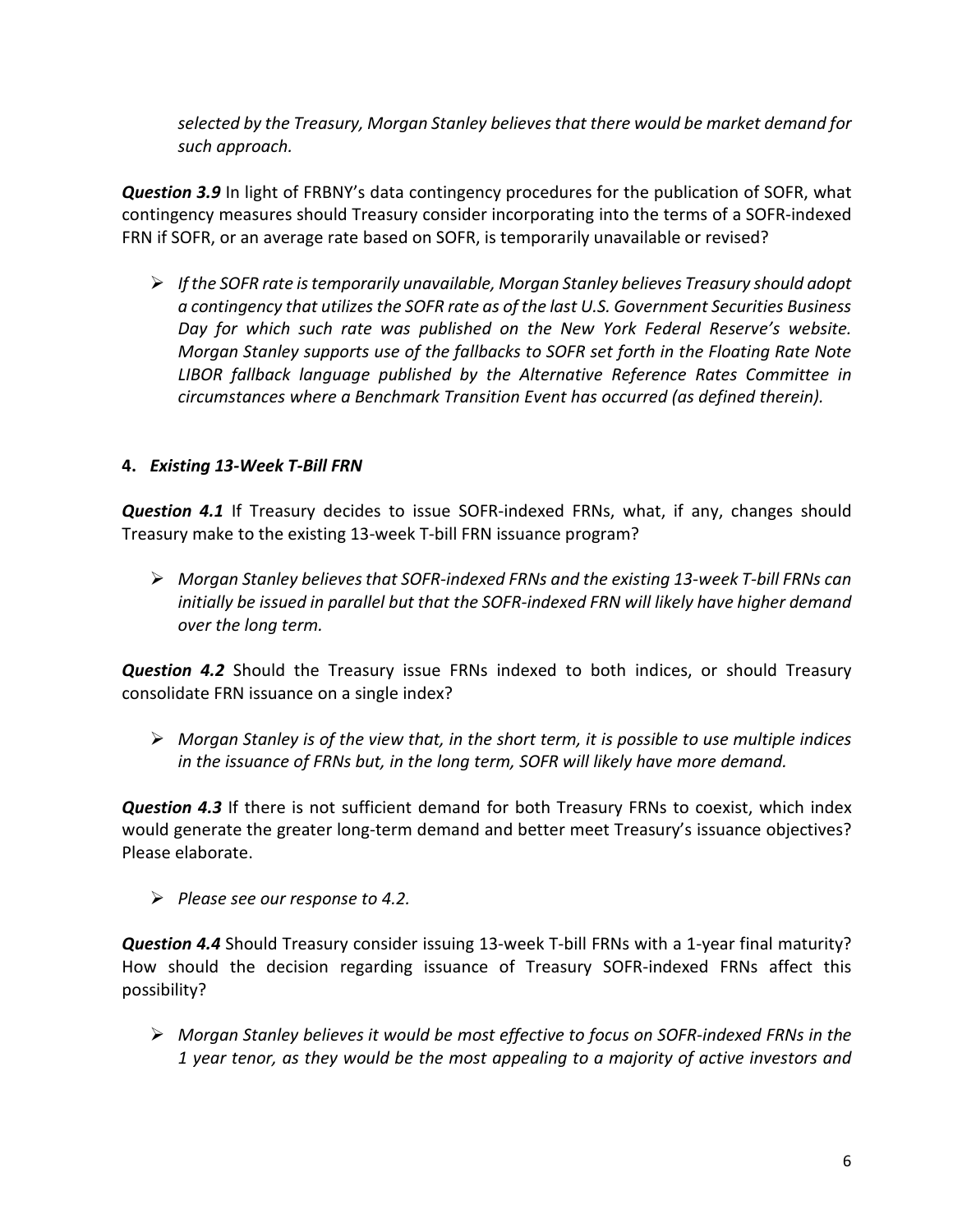*selected by the Treasury, Morgan Stanley believes that there would be market demand for such approach.*

***Question 3.9*** In light of FRBNY's data contingency procedures for the publication of SOFR, what contingency measures should Treasury consider incorporating into the terms of a SOFR-indexed FRN if SOFR, or an average rate based on SOFR, is temporarily unavailable or revised?

- *If the SOFR rate is temporarily unavailable, Morgan Stanley believes Treasury should adopt a contingency that utilizes the SOFR rate as of the last U.S. Government Securities Business Day for which such rate was published on the New York Federal Reserve's website. Morgan Stanley supports use of the fallbacks to SOFR set forth in the Floating Rate Note LIBOR fallback language published by the Alternative Reference Rates Committee in circumstances where a Benchmark Transition Event has occurred (as defined therein).*

## 4. *Existing 13-Week T-Bill FRN*

***Question 4.1*** If Treasury decides to issue SOFR-indexed FRNs, what, if any, changes should Treasury make to the existing 13-week T-bill FRN issuance program?

- *Morgan Stanley believes that SOFR-indexed FRNs and the existing 13-week T-bill FRNs can initially be issued in parallel but that the SOFR-indexed FRN will likely have higher demand over the long term.*

***Question 4.2*** Should the Treasury issue FRNs indexed to both indices, or should Treasury consolidate FRN issuance on a single index?

- *Morgan Stanley is of the view that, in the short term, it is possible to use multiple indices in the issuance of FRNs but, in the long term, SOFR will likely have more demand.*

***Question 4.3*** If there is not sufficient demand for both Treasury FRNs to coexist, which index would generate the greater long-term demand and better meet Treasury's issuance objectives? Please elaborate.

- *Please see our response to 4.2.*

***Question 4.4*** Should Treasury consider issuing 13-week T-bill FRNs with a 1-year final maturity? How should the decision regarding issuance of Treasury SOFR-indexed FRNs affect this possibility?

- *Morgan Stanley believes it would be most effective to focus on SOFR-indexed FRNs in the 1 year tenor, as they would be the most appealing to a majority of active investors and*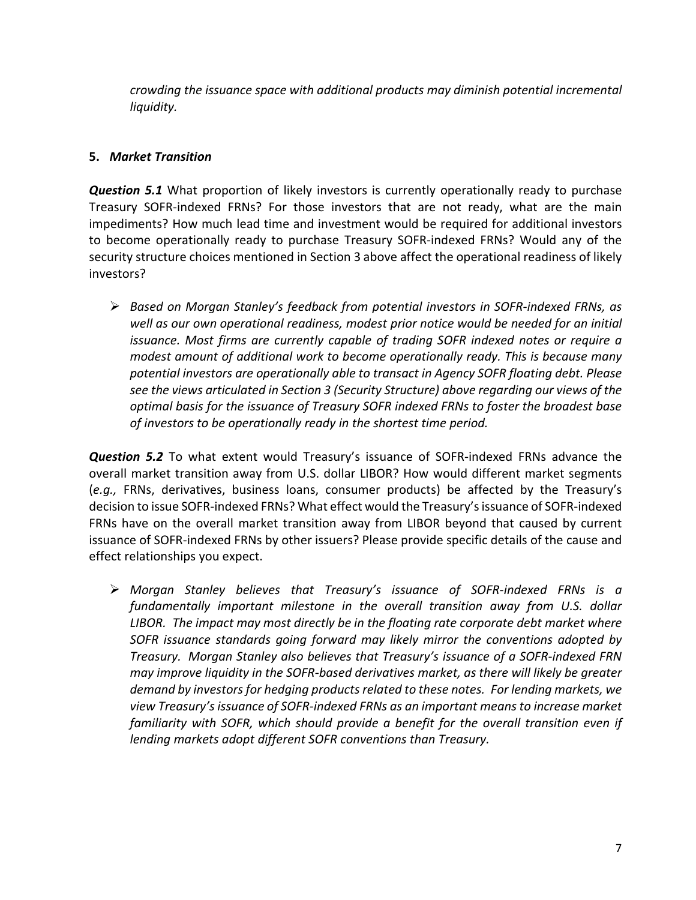*crowding the issuance space with additional products may diminish potential incremental liquidity.*

## 5. *Market Transition*

***Question 5.1*** What proportion of likely investors is currently operationally ready to purchase Treasury SOFR-indexed FRNs? For those investors that are not ready, what are the main impediments? How much lead time and investment would be required for additional investors to become operationally ready to purchase Treasury SOFR-indexed FRNs? Would any of the security structure choices mentioned in Section 3 above affect the operational readiness of likely investors?

- *Based on Morgan Stanley's feedback from potential investors in SOFR-indexed FRNs, as well as our own operational readiness, modest prior notice would be needed for an initial issuance. Most firms are currently capable of trading SOFR indexed notes or require a modest amount of additional work to become operationally ready. This is because many potential investors are operationally able to transact in Agency SOFR floating debt. Please see the views articulated in Section 3 (Security Structure) above regarding our views of the optimal basis for the issuance of Treasury SOFR indexed FRNs to foster the broadest base of investors to be operationally ready in the shortest time period.*

***Question 5.2*** To what extent would Treasury's issuance of SOFR-indexed FRNs advance the overall market transition away from U.S. dollar LIBOR? How would different market segments (*e.g.,* FRNs, derivatives, business loans, consumer products) be affected by the Treasury's decision to issue SOFR-indexed FRNs? What effect would the Treasury's issuance of SOFR-indexed FRNs have on the overall market transition away from LIBOR beyond that caused by current issuance of SOFR-indexed FRNs by other issuers? Please provide specific details of the cause and effect relationships you expect.

- *Morgan Stanley believes that Treasury's issuance of SOFR-indexed FRNs is a fundamentally important milestone in the overall transition away from U.S. dollar LIBOR. The impact may most directly be in the floating rate corporate debt market where SOFR issuance standards going forward may likely mirror the conventions adopted by Treasury. Morgan Stanley also believes that Treasury's issuance of a SOFR-indexed FRN may improve liquidity in the SOFR-based derivatives market, as there will likely be greater demand by investors for hedging products related to these notes. For lending markets, we view Treasury's issuance of SOFR-indexed FRNs as an important means to increase market familiarity with SOFR, which should provide a benefit for the overall transition even if lending markets adopt different SOFR conventions than Treasury.*